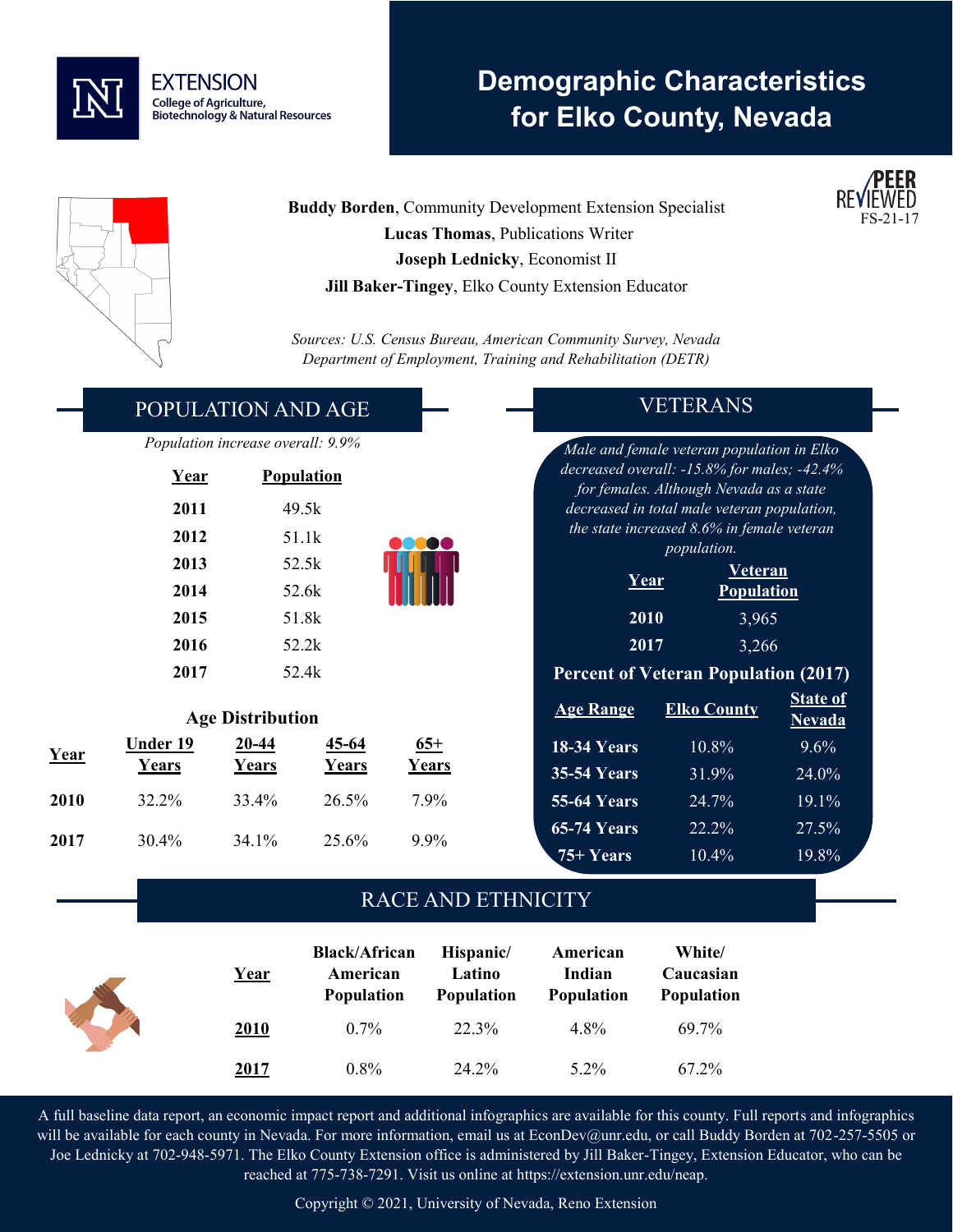EXTENSION
College of Agriculture, Biotechnology & Natural Resources

# Demographic Characteristics for Elko County, Nevada

PEER REVIEWED
FS-21-17

**Buddy Borden**, Community Development Extension Specialist
**Lucas Thomas**, Publications Writer
**Joseph Lednicky**, Economist II
**Jill Baker-Tingey**, Elko County Extension Educator

*Sources: U.S. Census Bureau, American Community Survey, Nevada Department of Employment, Training and Rehabilitation (DETR)*

## POPULATION AND AGE

*Population increase overall: 9.9%*

| Year | Population |
|---|---|
| **2011** | 49.5k |
| **2012** | 51.1k |
| **2013** | 52.5k |
| **2014** | 52.6k |
| **2015** | 51.8k |
| **2016** | 52.2k |
| **2017** | 52.4k |

### Age Distribution

| Year | Under 19 Years | 20-44 Years | 45-64 Years | 65+ Years |
|---|---|---|---|---|
| **2010** | 32.2% | 33.4% | 26.5% | 7.9% |
| **2017** | 30.4% | 34.1% | 25.6% | 9.9% |

## VETERANS

*Male and female veteran population in Elko decreased overall: -15.8% for males; -42.4% for females. Although Nevada as a state decreased in total male veteran population, the state increased 8.6% in female veteran population.*

| Year | Veteran Population |
|---|---|
| **2010** | 3,965 |
| **2017** | 3,266 |

### Percent of Veteran Population (2017)

| Age Range | Elko County | State of Nevada |
|---|---|---|
| **18-34 Years** | 10.8% | 9.6% |
| **35-54 Years** | 31.9% | 24.0% |
| **55-64 Years** | 24.7% | 19.1% |
| **65-74 Years** | 22.2% | 27.5% |
| **75+ Years** | 10.4% | 19.8% |

## RACE AND ETHNICITY

| Year | Black/African American Population | Hispanic/ Latino Population | American Indian Population | White/ Caucasian Population |
|---|---|---|---|---|
| **2010** | 0.7% | 22.3% | 4.8% | 69.7% |
| **2017** | 0.8% | 24.2% | 5.2% | 67.2% |

A full baseline data report, an economic impact report and additional infographics are available for this county. Full reports and infographics will be available for each county in Nevada. For more information, email us at EconDev@unr.edu, or call Buddy Borden at 702-257-5505 or Joe Lednicky at 702-948-5971. The Elko County Extension office is administered by Jill Baker-Tingey, Extension Educator, who can be reached at 775-738-7291. Visit us online at https://extension.unr.edu/neap.

Copyright © 2021, University of Nevada, Reno Extension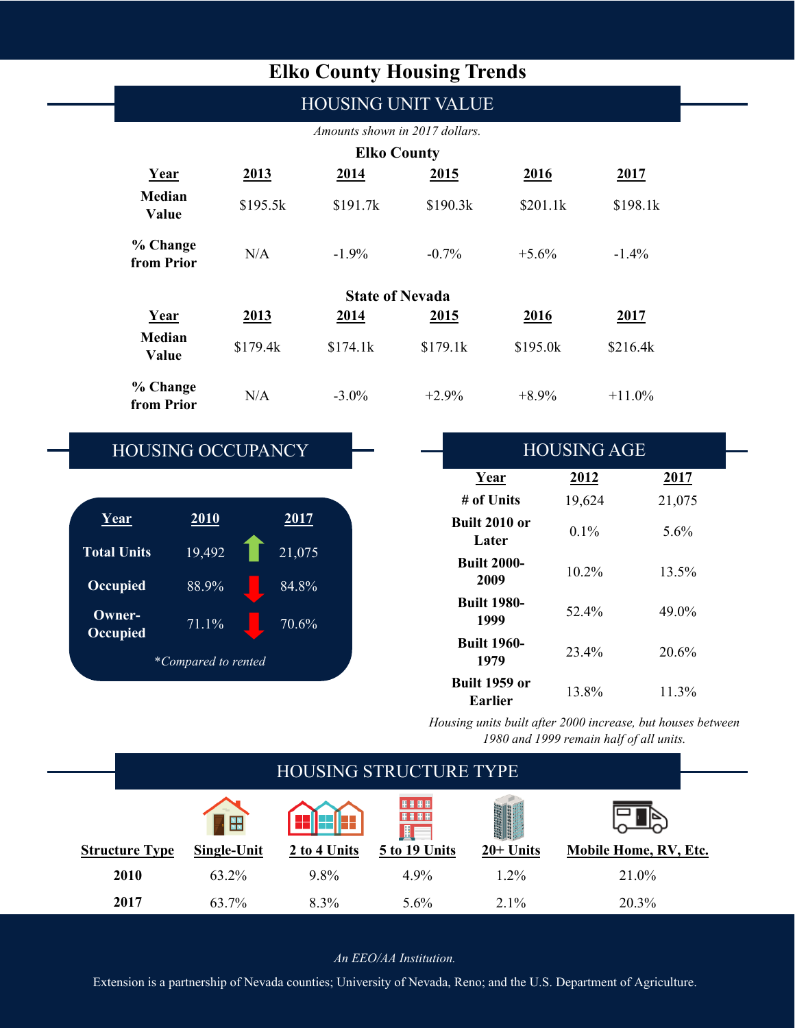# Elko County Housing Trends

## HOUSING UNIT VALUE

*Amounts shown in 2017 dollars.*

**Elko County**

| Year | 2013 | 2014 | 2015 | 2016 | 2017 |
|---|---|---|---|---|---|
| Median Value | $195.5k | $191.7k | $190.3k | $201.1k | $198.1k |
| % Change from Prior | N/A | -1.9% | -0.7% | +5.6% | -1.4% |

**State of Nevada**

| Year | 2013 | 2014 | 2015 | 2016 | 2017 |
|---|---|---|---|---|---|
| Median Value | $179.4k | $174.1k | $179.1k | $195.0k | $216.4k |
| % Change from Prior | N/A | -3.0% | +2.9% | +8.9% | +11.0% |

## HOUSING OCCUPANCY

| Year | 2010 | 2017 |
|---|---|---|
| Total Units | 19,492 | 21,075 |
| Occupied | 88.9% | 84.8% |
| Owner-Occupied | 71.1% | 70.6% |

*Compared to rented

## HOUSING AGE

| Year | 2012 | 2017 |
|---|---|---|
| # of Units | 19,624 | 21,075 |
| Built 2010 or Later | 0.1% | 5.6% |
| Built 2000-2009 | 10.2% | 13.5% |
| Built 1980-1999 | 52.4% | 49.0% |
| Built 1960-1979 | 23.4% | 20.6% |
| Built 1959 or Earlier | 13.8% | 11.3% |

*Housing units built after 2000 increase, but houses between 1980 and 1999 remain half of all units.*

## HOUSING STRUCTURE TYPE

| Structure Type | Single-Unit | 2 to 4 Units | 5 to 19 Units | 20+ Units | Mobile Home, RV, Etc. |
|---|---|---|---|---|---|
| 2010 | 63.2% | 9.8% | 4.9% | 1.2% | 21.0% |
| 2017 | 63.7% | 8.3% | 5.6% | 2.1% | 20.3% |

*An EEO/AA Institution.*

Extension is a partnership of Nevada counties; University of Nevada, Reno; and the U.S. Department of Agriculture.